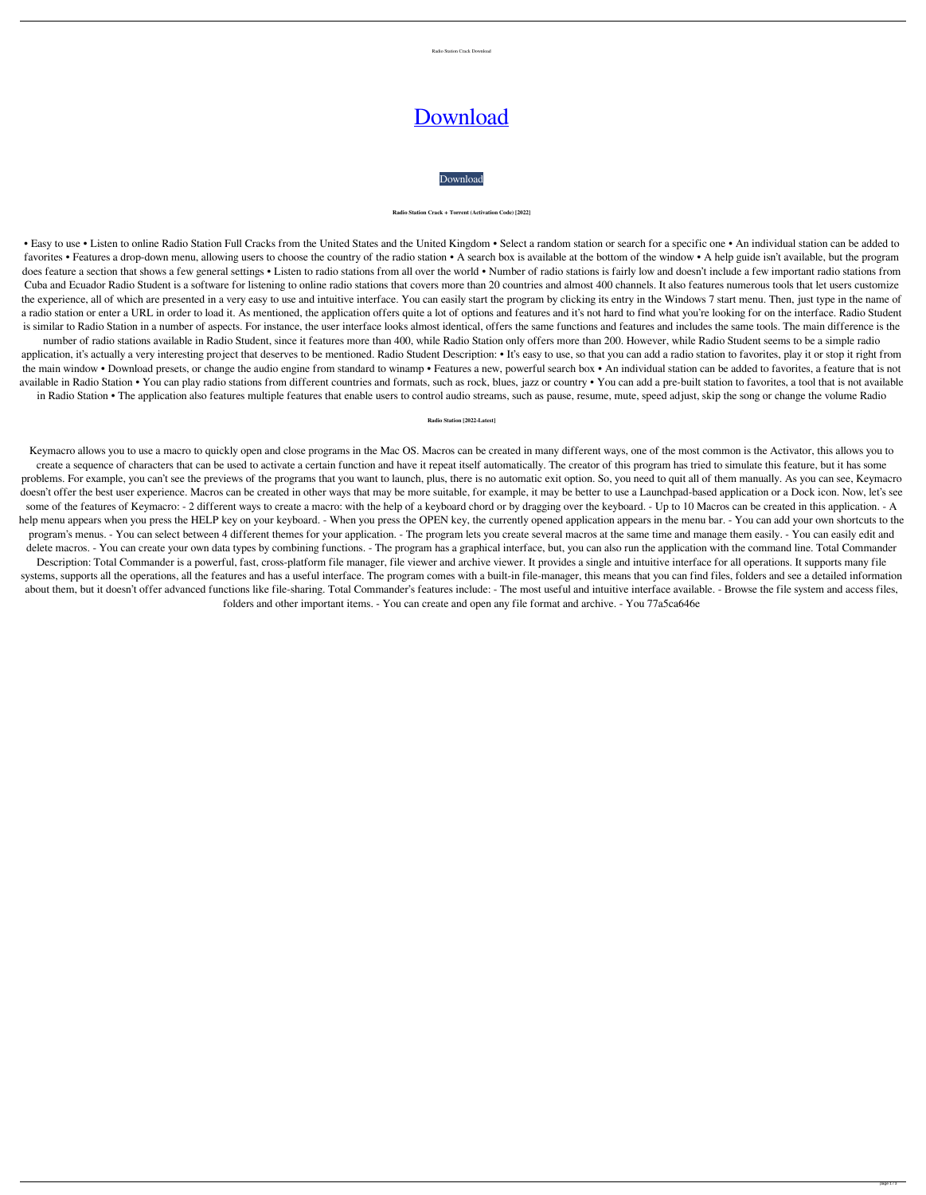Radio Station Crack Download

# [Download](#)

[Download](#)

**Radio Station Crack + Torrent (Activation Code) [2022]**

• Easy to use • Listen to online Radio Station Full Cracks from the United States and the United Kingdom • Select a random station or search for a specific one • An individual station can be added to favorites • Features a drop-down menu, allowing users to choose the country of the radio station • A search box is available at the bottom of the window • A help guide isn't available, but the program does feature a section that shows a few general settings • Listen to radio stations from all over the world • Number of radio stations is fairly low and doesn't include a few important radio stations from Cuba and Ecuador Radio Student is a software for listening to online radio stations that covers more than 20 countries and almost 400 channels. It also features numerous tools that let users customize the experience, all of which are presented in a very easy to use and intuitive interface. You can easily start the program by clicking its entry in the Windows 7 start menu. Then, just type in the name of a radio station or enter a URL in order to load it. As mentioned, the application offers quite a lot of options and features and it's not hard to find what you're looking for on the interface. Radio Student is similar to Radio Station in a number of aspects. For instance, the user interface looks almost identical, offers the same functions and features and includes the same tools. The main difference is the number of radio stations available in Radio Student, since it features more than 400, while Radio Station only offers more than 200. However, while Radio Student seems to be a simple radio application, it's actually a very interesting project that deserves to be mentioned. Radio Student Description: • It's easy to use, so that you can add a radio station to favorites, play it or stop it right from the main window • Download presets, or change the audio engine from standard to winamp • Features a new, powerful search box • An individual station can be added to favorites, a feature that is not available in Radio Station • You can play radio stations from different countries and formats, such as rock, blues, jazz or country • You can add a pre-built station to favorites, a tool that is not available in Radio Station • The application also features multiple features that enable users to control audio streams, such as pause, resume, mute, speed adjust, skip the song or change the volume Radio

**Radio Station [2022-Latest]**

Keymacro allows you to use a macro to quickly open and close programs in the Mac OS. Macros can be created in many different ways, one of the most common is the Activator, this allows you to create a sequence of characters that can be used to activate a certain function and have it repeat itself automatically. The creator of this program has tried to simulate this feature, but it has some problems. For example, you can't see the previews of the programs that you want to launch, plus, there is no automatic exit option. So, you need to quit all of them manually. As you can see, Keymacro doesn't offer the best user experience. Macros can be created in other ways that may be more suitable, for example, it may be better to use a Launchpad-based application or a Dock icon. Now, let's see some of the features of Keymacro: - 2 different ways to create a macro: with the help of a keyboard chord or by dragging over the keyboard. - Up to 10 Macros can be created in this application. - A help menu appears when you press the HELP key on your keyboard. - When you press the OPEN key, the currently opened application appears in the menu bar. - You can add your own shortcuts to the program's menus. - You can select between 4 different themes for your application. - The program lets you create several macros at the same time and manage them easily. - You can easily edit and delete macros. - You can create your own data types by combining functions. - The program has a graphical interface, but, you can also run the application with the command line. Total Commander Description: Total Commander is a powerful, fast, cross-platform file manager, file viewer and archive viewer. It provides a single and intuitive interface for all operations. It supports many file systems, supports all the operations, all the features and has a useful interface. The program comes with a built-in file-manager, this means that you can find files, folders and see a detailed information about them, but it doesn't offer advanced functions like file-sharing. Total Commander's features include: - The most useful and intuitive interface available. - Browse the file system and access files, folders and other important items. - You can create and open any file format and archive. - You 77a5ca646e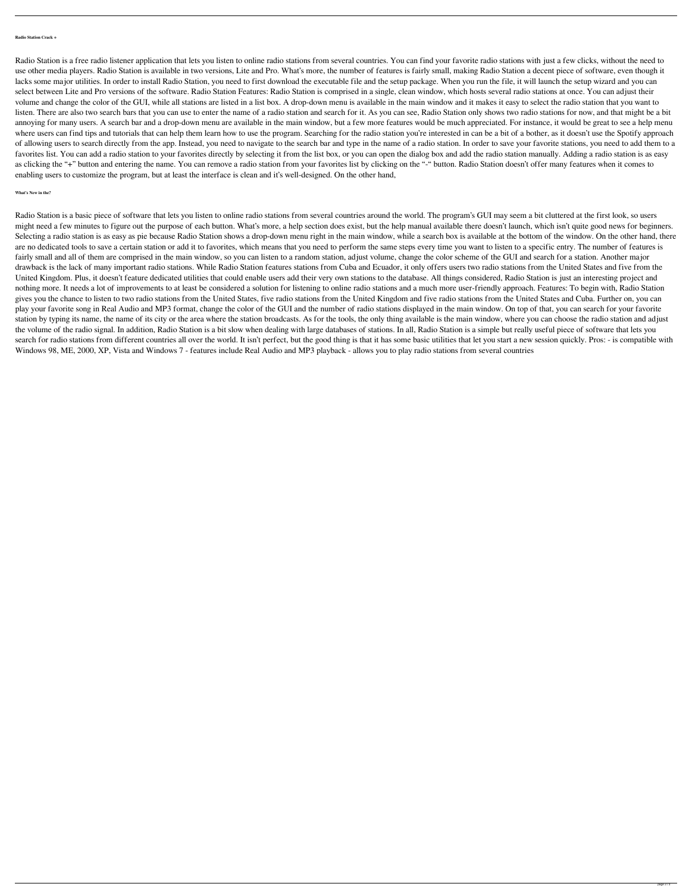**Radio Station Crack +**

Radio Station is a free radio listener application that lets you listen to online radio stations from several countries. You can find your favorite radio stations with just a few clicks, without the need to use other media players. Radio Station is available in two versions, Lite and Pro. What's more, the number of features is fairly small, making Radio Station a decent piece of software, even though it lacks some major utilities. In order to install Radio Station, you need to first download the executable file and the setup package. When you run the file, it will launch the setup wizard and you can select between Lite and Pro versions of the software. Radio Station Features: Radio Station is comprised in a single, clean window, which hosts several radio stations at once. You can adjust their volume and change the color of the GUI, while all stations are listed in a list box. A drop-down menu is available in the main window and it makes it easy to select the radio station that you want to listen. There are also two search bars that you can use to enter the name of a radio station and search for it. As you can see, Radio Station only shows two radio stations for now, and that might be a bit annoying for many users. A search bar and a drop-down menu are available in the main window, but a few more features would be much appreciated. For instance, it would be great to see a help menu where users can find tips and tutorials that can help them learn how to use the program. Searching for the radio station you're interested in can be a bit of a bother, as it doesn't use the Spotify approach of allowing users to search directly from the app. Instead, you need to navigate to the search bar and type in the name of a radio station. In order to save your favorite stations, you need to add them to a favorites list. You can add a radio station to your favorites directly by selecting it from the list box, or you can open the dialog box and add the radio station manually. Adding a radio station is as easy as clicking the "+" button and entering the name. You can remove a radio station from your favorites list by clicking on the "-" button. Radio Station doesn't offer many features when it comes to enabling users to customize the program, but at least the interface is clean and it's well-designed. On the other hand,

**What's New in the?**

Radio Station is a basic piece of software that lets you listen to online radio stations from several countries around the world. The program's GUI may seem a bit cluttered at the first look, so users might need a few minutes to figure out the purpose of each button. What's more, a help section does exist, but the help manual available there doesn't launch, which isn't quite good news for beginners. Selecting a radio station is as easy as pie because Radio Station shows a drop-down menu right in the main window, while a search box is available at the bottom of the window. On the other hand, there are no dedicated tools to save a certain station or add it to favorites, which means that you need to perform the same steps every time you want to listen to a specific entry. The number of features is fairly small and all of them are comprised in the main window, so you can listen to a random station, adjust volume, change the color scheme of the GUI and search for a station. Another major drawback is the lack of many important radio stations. While Radio Station features stations from Cuba and Ecuador, it only offers users two radio stations from the United States and five from the United Kingdom. Plus, it doesn't feature dedicated utilities that could enable users add their very own stations to the database. All things considered, Radio Station is just an interesting project and nothing more. It needs a lot of improvements to at least be considered a solution for listening to online radio stations and a much more user-friendly approach. Features: To begin with, Radio Station gives you the chance to listen to two radio stations from the United States, five radio stations from the United Kingdom and five radio stations from the United States and Cuba. Further on, you can play your favorite song in Real Audio and MP3 format, change the color of the GUI and the number of radio stations displayed in the main window. On top of that, you can search for your favorite station by typing its name, the name of its city or the area where the station broadcasts. As for the tools, the only thing available is the main window, where you can choose the radio station and adjust the volume of the radio signal. In addition, Radio Station is a bit slow when dealing with large databases of stations. In all, Radio Station is a simple but really useful piece of software that lets you search for radio stations from different countries all over the world. It isn't perfect, but the good thing is that it has some basic utilities that let you start a new session quickly. Pros: - is compatible with Windows 98, ME, 2000, XP, Vista and Windows 7 - features include Real Audio and MP3 playback - allows you to play radio stations from several countries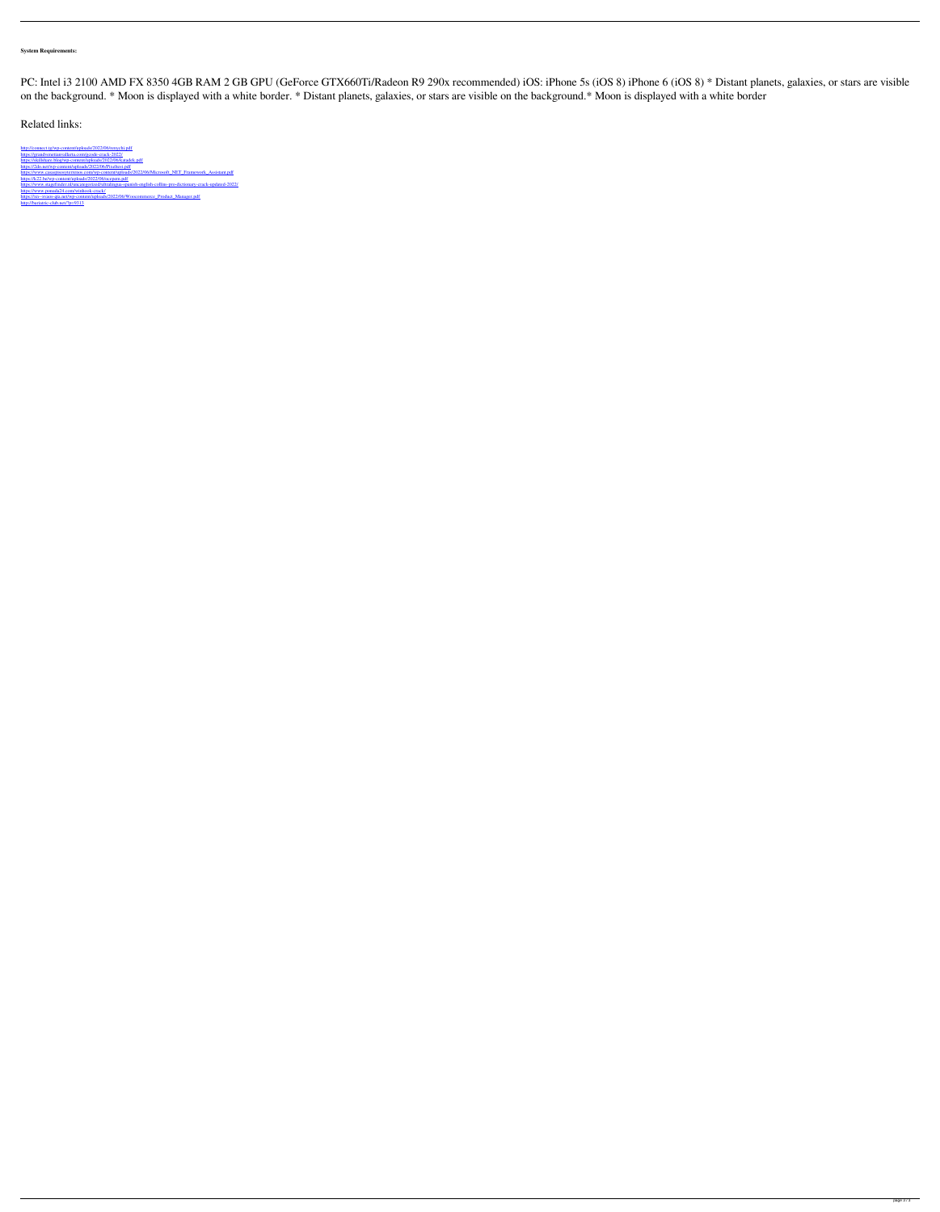**System Requirements:**

PC: Intel i3 2100 AMD FX 8350 4GB RAM 2 GB GPU (GeForce GTX660Ti/Radeon R9 290x recommended) iOS: iPhone 5s (iOS 8) iPhone 6 (iOS 8) * Distant planets, galaxies, or stars are visible on the background. * Moon is displayed with a white border. * Distant planets, galaxies, or stars are visible on the background.* Moon is displayed with a white border

Related links:

http://connect.tg/wp-content/uploads/2022/06/renychi.pdf
https://grandvenetianvallarta.com/jcode-crack-2022/
https://skillshare.blog/wp-content/uploads/2022/06/kaiadelk.pdf
https://32do.net/wp-content/uploads/2022/06/Pixelkeet.pdf
https://www.cassquinosyterrenos.com/wp-content/uploads/2022/06/Microsoft_NET_Framework_Assistant.pdf
https://k22.hu/wp-content/uploads/2022/06/ocepinn.pdf
https://www.stagefinder.nl/uncategorized/ultralingua-spanish-english-collins-pro-dictionary-crack-updated-2022/
https://www.pomeda24.com/winhook-crack/
https://xn--xvaos-qta.net/wp-content/uploads/2022/06/Woocommerce_Product_Manager.pdf
http://barrimutic-club.net/?p=9313